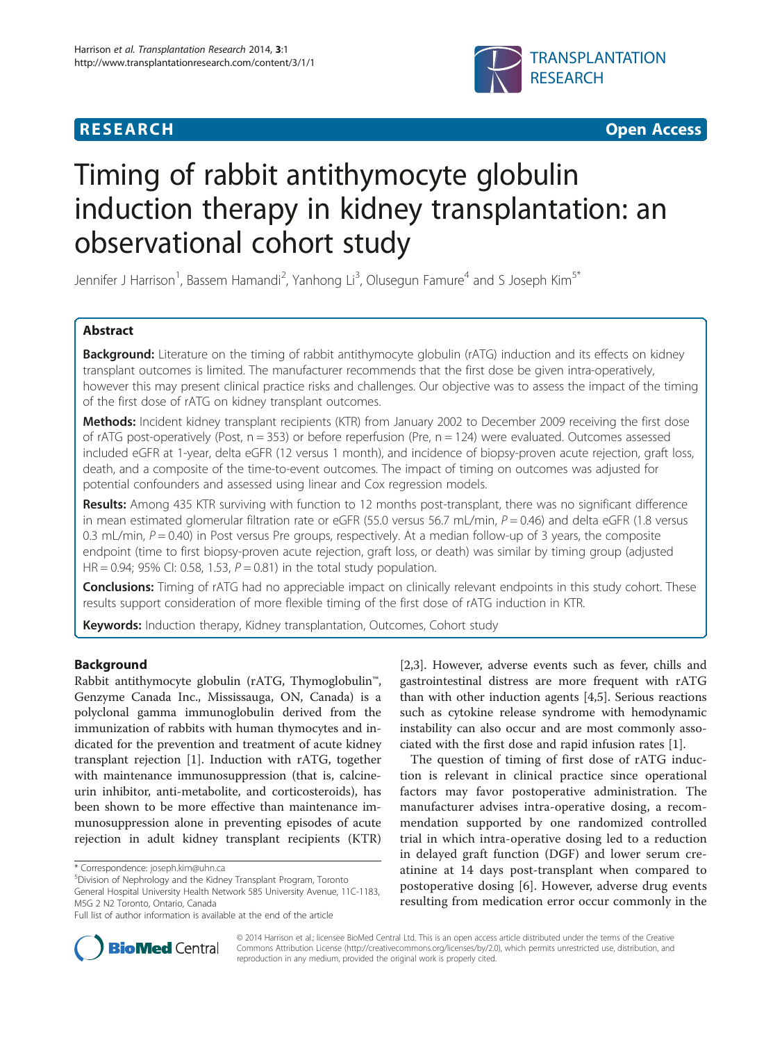**RESEARCH** **Open Access**

# Timing of rabbit antithymocyte globulin induction therapy in kidney transplantation: an observational cohort study

Jennifer J Harrison[1], Bassem Hamandi[2], Yanhong Li[3], Olusegun Famure[4] and S Joseph Kim[5*]

## Abstract

**Background:** Literature on the timing of rabbit antithymocyte globulin (rATG) induction and its effects on kidney transplant outcomes is limited. The manufacturer recommends that the first dose be given intra-operatively, however this may present clinical practice risks and challenges. Our objective was to assess the impact of the timing of the first dose of rATG on kidney transplant outcomes.

**Methods:** Incident kidney transplant recipients (KTR) from January 2002 to December 2009 receiving the first dose of rATG post-operatively (Post, n = 353) or before reperfusion (Pre, n = 124) were evaluated. Outcomes assessed included eGFR at 1-year, delta eGFR (12 versus 1 month), and incidence of biopsy-proven acute rejection, graft loss, death, and a composite of the time-to-event outcomes. The impact of timing on outcomes was adjusted for potential confounders and assessed using linear and Cox regression models.

**Results:** Among 435 KTR surviving with function to 12 months post-transplant, there was no significant difference in mean estimated glomerular filtration rate or eGFR (55.0 versus 56.7 mL/min, $P = 0.46$) and delta eGFR (1.8 versus 0.3 mL/min, $P = 0.40$) in Post versus Pre groups, respectively. At a median follow-up of 3 years, the composite endpoint (time to first biopsy-proven acute rejection, graft loss, or death) was similar by timing group (adjusted HR = 0.94; 95% CI: 0.58, 1.53, $P = 0.81$) in the total study population.

**Conclusions:** Timing of rATG had no appreciable impact on clinically relevant endpoints in this study cohort. These results support consideration of more flexible timing of the first dose of rATG induction in KTR.

**Keywords:** Induction therapy, Kidney transplantation, Outcomes, Cohort study

## Background

Rabbit antithymocyte globulin (rATG, Thymoglobulin™, Genzyme Canada Inc., Mississauga, ON, Canada) is a polyclonal gamma immunoglobulin derived from the immunization of rabbits with human thymocytes and indicated for the prevention and treatment of acute kidney transplant rejection [1]. Induction with rATG, together with maintenance immunosuppression (that is, calcineurin inhibitor, anti-metabolite, and corticosteroids), has been shown to be more effective than maintenance immunosuppression alone in preventing episodes of acute rejection in adult kidney transplant recipients (KTR) [2,3]. However, adverse events such as fever, chills and gastrointestinal distress are more frequent with rATG than with other induction agents [4,5]. Serious reactions such as cytokine release syndrome with hemodynamic instability can also occur and are most commonly associated with the first dose and rapid infusion rates [1].

The question of timing of first dose of rATG induction is relevant in clinical practice since operational factors may favor postoperative administration. The manufacturer advises intra-operative dosing, a recommendation supported by one randomized controlled trial in which intra-operative dosing led to a reduction in delayed graft function (DGF) and lower serum creatinine at 14 days post-transplant when compared to postoperative dosing [6]. However, adverse drug events resulting from medication error occur commonly in the

\* Correspondence: joseph.kim@uhn.ca
[5]Division of Nephrology and the Kidney Transplant Program, Toronto General Hospital University Health Network 585 University Avenue, 11C-1183, M5G 2 N2 Toronto, Ontario, Canada
Full list of author information is available at the end of the article

© 2014 Harrison et al.; licensee BioMed Central Ltd. This is an open access article distributed under the terms of the Creative Commons Attribution License (http://creativecommons.org/licenses/by/2.0), which permits unrestricted use, distribution, and reproduction in any medium, provided the original work is properly cited.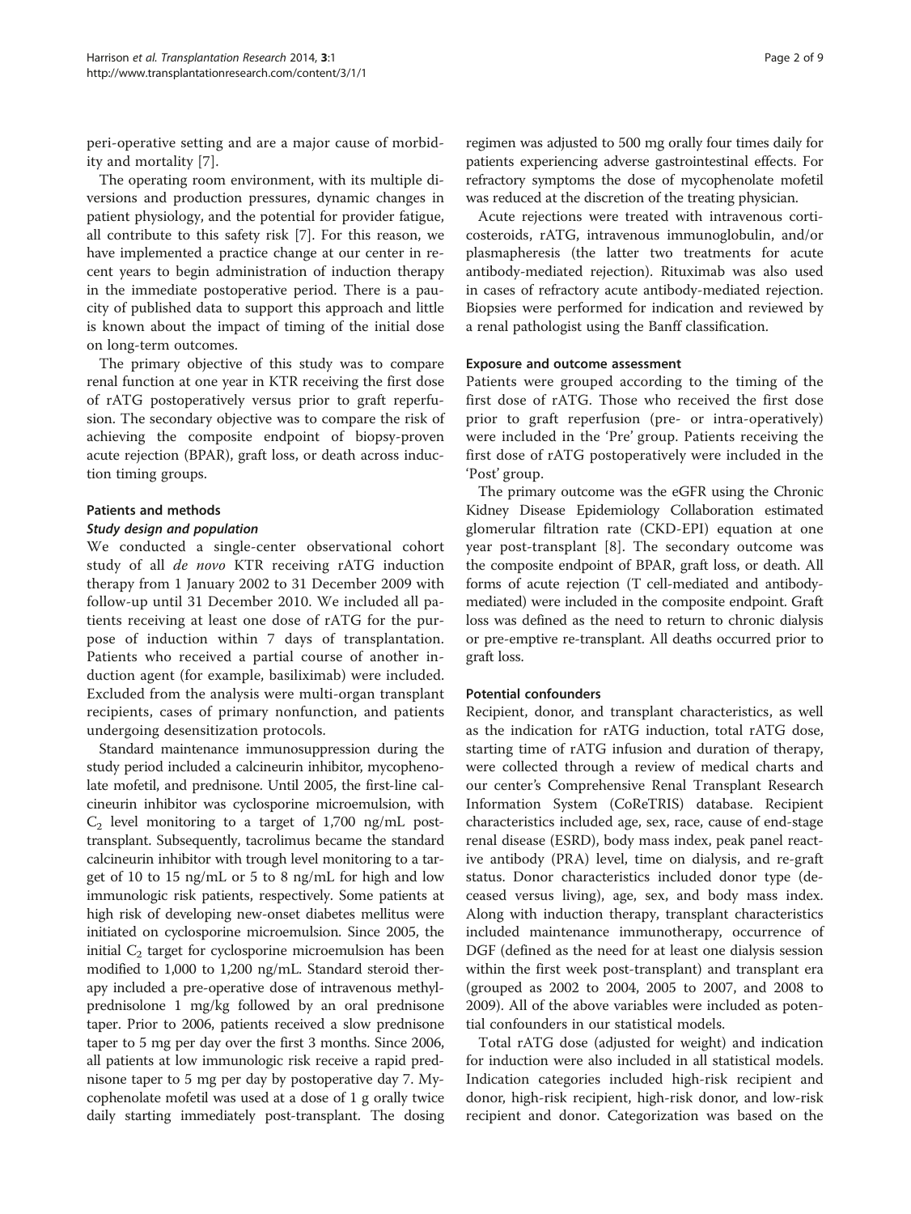peri-operative setting and are a major cause of morbidity and mortality [7].

The operating room environment, with its multiple diversions and production pressures, dynamic changes in patient physiology, and the potential for provider fatigue, all contribute to this safety risk [7]. For this reason, we have implemented a practice change at our center in recent years to begin administration of induction therapy in the immediate postoperative period. There is a paucity of published data to support this approach and little is known about the impact of timing of the initial dose on long-term outcomes.

The primary objective of this study was to compare renal function at one year in KTR receiving the first dose of rATG postoperatively versus prior to graft reperfusion. The secondary objective was to compare the risk of achieving the composite endpoint of biopsy-proven acute rejection (BPAR), graft loss, or death across induction timing groups.

## Patients and methods

### Study design and population

We conducted a single-center observational cohort study of all *de novo* KTR receiving rATG induction therapy from 1 January 2002 to 31 December 2009 with follow-up until 31 December 2010. We included all patients receiving at least one dose of rATG for the purpose of induction within 7 days of transplantation. Patients who received a partial course of another induction agent (for example, basiliximab) were included. Excluded from the analysis were multi-organ transplant recipients, cases of primary nonfunction, and patients undergoing desensitization protocols.

Standard maintenance immunosuppression during the study period included a calcineurin inhibitor, mycophenolate mofetil, and prednisone. Until 2005, the first-line calcineurin inhibitor was cyclosporine microemulsion, with $C_2$ level monitoring to a target of 1,700 ng/mL post-transplant. Subsequently, tacrolimus became the standard calcineurin inhibitor with trough level monitoring to a target of 10 to 15 ng/mL or 5 to 8 ng/mL for high and low immunologic risk patients, respectively. Some patients at high risk of developing new-onset diabetes mellitus were initiated on cyclosporine microemulsion. Since 2005, the initial $C_2$ target for cyclosporine microemulsion has been modified to 1,000 to 1,200 ng/mL. Standard steroid therapy included a pre-operative dose of intravenous methylprednisolone 1 mg/kg followed by an oral prednisone taper. Prior to 2006, patients received a slow prednisone taper to 5 mg per day over the first 3 months. Since 2006, all patients at low immunologic risk receive a rapid prednisone taper to 5 mg per day by postoperative day 7. Mycophenolate mofetil was used at a dose of 1 g orally twice daily starting immediately post-transplant. The dosing regimen was adjusted to 500 mg orally four times daily for patients experiencing adverse gastrointestinal effects. For refractory symptoms the dose of mycophenolate mofetil was reduced at the discretion of the treating physician.

Acute rejections were treated with intravenous corticosteroids, rATG, intravenous immunoglobulin, and/or plasmapheresis (the latter two treatments for acute antibody-mediated rejection). Rituximab was also used in cases of refractory acute antibody-mediated rejection. Biopsies were performed for indication and reviewed by a renal pathologist using the Banff classification.

### Exposure and outcome assessment

Patients were grouped according to the timing of the first dose of rATG. Those who received the first dose prior to graft reperfusion (pre- or intra-operatively) were included in the 'Pre' group. Patients receiving the first dose of rATG postoperatively were included in the 'Post' group.

The primary outcome was the eGFR using the Chronic Kidney Disease Epidemiology Collaboration estimated glomerular filtration rate (CKD-EPI) equation at one year post-transplant [8]. The secondary outcome was the composite endpoint of BPAR, graft loss, or death. All forms of acute rejection (T cell-mediated and antibody-mediated) were included in the composite endpoint. Graft loss was defined as the need to return to chronic dialysis or pre-emptive re-transplant. All deaths occurred prior to graft loss.

### Potential confounders

Recipient, donor, and transplant characteristics, as well as the indication for rATG induction, total rATG dose, starting time of rATG infusion and duration of therapy, were collected through a review of medical charts and our center's Comprehensive Renal Transplant Research Information System (CoReTRIS) database. Recipient characteristics included age, sex, race, cause of end-stage renal disease (ESRD), body mass index, peak panel reactive antibody (PRA) level, time on dialysis, and re-graft status. Donor characteristics included donor type (deceased versus living), age, sex, and body mass index. Along with induction therapy, transplant characteristics included maintenance immunotherapy, occurrence of DGF (defined as the need for at least one dialysis session within the first week post-transplant) and transplant era (grouped as 2002 to 2004, 2005 to 2007, and 2008 to 2009). All of the above variables were included as potential confounders in our statistical models.

Total rATG dose (adjusted for weight) and indication for induction were also included in all statistical models. Indication categories included high-risk recipient and donor, high-risk recipient, high-risk donor, and low-risk recipient and donor. Categorization was based on the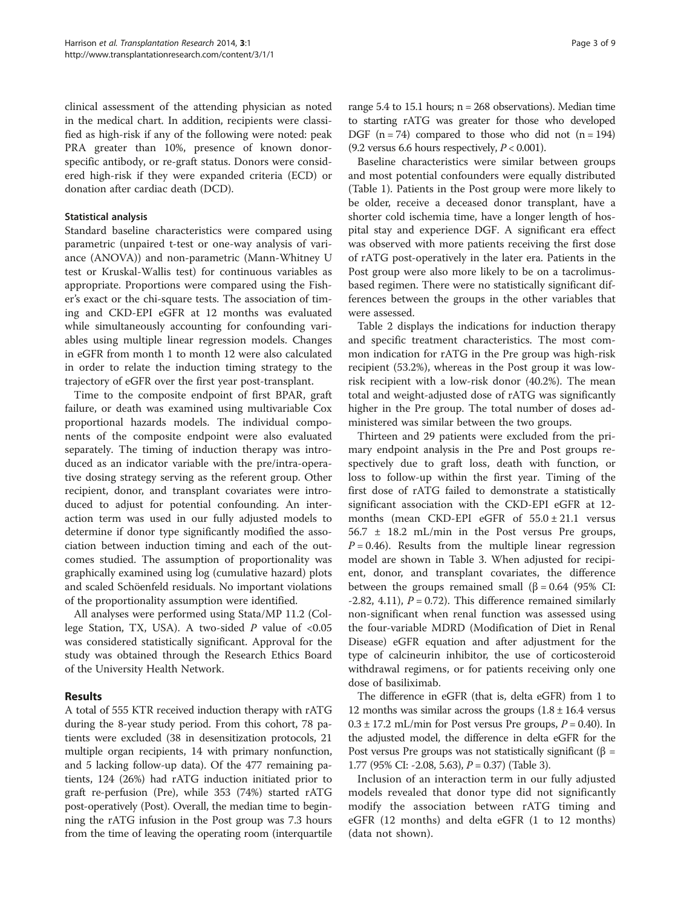clinical assessment of the attending physician as noted in the medical chart. In addition, recipients were classified as high-risk if any of the following were noted: peak PRA greater than 10%, presence of known donor-specific antibody, or re-graft status. Donors were considered high-risk if they were expanded criteria (ECD) or donation after cardiac death (DCD).

### Statistical analysis

Standard baseline characteristics were compared using parametric (unpaired t-test or one-way analysis of variance (ANOVA)) and non-parametric (Mann-Whitney U test or Kruskal-Wallis test) for continuous variables as appropriate. Proportions were compared using the Fisher's exact or the chi-square tests. The association of timing and CKD-EPI eGFR at 12 months was evaluated while simultaneously accounting for confounding variables using multiple linear regression models. Changes in eGFR from month 1 to month 12 were also calculated in order to relate the induction timing strategy to the trajectory of eGFR over the first year post-transplant.

Time to the composite endpoint of first BPAR, graft failure, or death was examined using multivariable Cox proportional hazards models. The individual components of the composite endpoint were also evaluated separately. The timing of induction therapy was introduced as an indicator variable with the pre/intra-operative dosing strategy serving as the referent group. Other recipient, donor, and transplant covariates were introduced to adjust for potential confounding. An interaction term was used in our fully adjusted models to determine if donor type significantly modified the association between induction timing and each of the outcomes studied. The assumption of proportionality was graphically examined using log (cumulative hazard) plots and scaled Schöenfeld residuals. No important violations of the proportionality assumption were identified.

All analyses were performed using Stata/MP 11.2 (College Station, TX, USA). A two-sided *P* value of <0.05 was considered statistically significant. Approval for the study was obtained through the Research Ethics Board of the University Health Network.

## Results

A total of 555 KTR received induction therapy with rATG during the 8-year study period. From this cohort, 78 patients were excluded (38 in desensitization protocols, 21 multiple organ recipients, 14 with primary nonfunction, and 5 lacking follow-up data). Of the 477 remaining patients, 124 (26%) had rATG induction initiated prior to graft re-perfusion (Pre), while 353 (74%) started rATG post-operatively (Post). Overall, the median time to beginning the rATG infusion in the Post group was 7.3 hours from the time of leaving the operating room (interquartile range 5.4 to 15.1 hours; n = 268 observations). Median time to starting rATG was greater for those who developed DGF (n = 74) compared to those who did not (n = 194) (9.2 versus 6.6 hours respectively, $P < 0.001$).

Baseline characteristics were similar between groups and most potential confounders were equally distributed (Table 1). Patients in the Post group were more likely to be older, receive a deceased donor transplant, have a shorter cold ischemia time, have a longer length of hospital stay and experience DGF. A significant era effect was observed with more patients receiving the first dose of rATG post-operatively in the later era. Patients in the Post group were also more likely to be on a tacrolimus-based regimen. There were no statistically significant differences between the groups in the other variables that were assessed.

Table 2 displays the indications for induction therapy and specific treatment characteristics. The most common indication for rATG in the Pre group was high-risk recipient (53.2%), whereas in the Post group it was low-risk recipient with a low-risk donor (40.2%). The mean total and weight-adjusted dose of rATG was significantly higher in the Pre group. The total number of doses administered was similar between the two groups.

Thirteen and 29 patients were excluded from the primary endpoint analysis in the Pre and Post groups respectively due to graft loss, death with function, or loss to follow-up within the first year. Timing of the first dose of rATG failed to demonstrate a statistically significant association with the CKD-EPI eGFR at 12-months (mean CKD-EPI eGFR of $55.0 \pm 21.1$ versus $56.7 \pm 18.2$ mL/min in the Post versus Pre groups, $P = 0.46$). Results from the multiple linear regression model are shown in Table 3. When adjusted for recipient, donor, and transplant covariates, the difference between the groups remained small ($\beta = 0.64$ (95% CI: -2.82, 4.11), $P = 0.72$). This difference remained similarly non-significant when renal function was assessed using the four-variable MDRD (Modification of Diet in Renal Disease) eGFR equation and after adjustment for the type of calcineurin inhibitor, the use of corticosteroid withdrawal regimens, or for patients receiving only one dose of basiliximab.

The difference in eGFR (that is, delta eGFR) from 1 to 12 months was similar across the groups ($1.8 \pm 16.4$ versus $0.3 \pm 17.2$ mL/min for Post versus Pre groups, $P = 0.40$). In the adjusted model, the difference in delta eGFR for the Post versus Pre groups was not statistically significant ($\beta = 1.77$ (95% CI: -2.08, 5.63), $P = 0.37$) (Table 3).

Inclusion of an interaction term in our fully adjusted models revealed that donor type did not significantly modify the association between rATG timing and eGFR (12 months) and delta eGFR (1 to 12 months) (data not shown).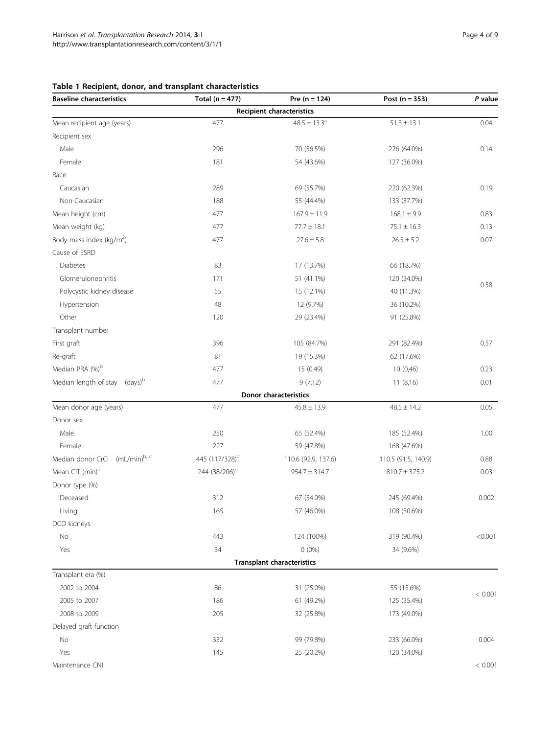**Table 1 Recipient, donor, and transplant characteristics**

| Baseline characteristics | Total (n = 477) | Pre (n = 124) | Post (n = 353) | *P* value |
|---|---|---|---|---|
| **Recipient characteristics** | | | | |
| Mean recipient age (years) | 477 | 48.5 ± 13.3[a] | 51.3 ± 13.1 | 0.04 |
| Recipient sex | | | | |
| Male | 296 | 70 (56.5%) | 226 (64.0%) | 0.14 |
| Female | 181 | 54 (43.6%) | 127 (36.0%) | |
| Race | | | | |
| Caucasian | 289 | 69 (55.7%) | 220 (62.3%) | 0.19 |
| Non-Caucasian | 188 | 55 (44.4%) | 133 (37.7%) | |
| Mean height (cm) | 477 | 167.9 ± 11.9 | 168.1 ± 9.9 | 0.83 |
| Mean weight (kg) | 477 | 77.7 ± 18.1 | 75.1 ± 16.3 | 0.13 |
| Body mass index (kg/m$^2$) | 477 | 27.6 ± 5.8 | 26.5 ± 5.2 | 0.07 |
| Cause of ESRD | | | | |
| Diabetes | 83 | 17 (13.7%) | 66 (18.7%) | 0.58 |
| Glomerulonephritis | 171 | 51 (41.1%) | 120 (34.0%) | |
| Polycystic kidney disease | 55 | 15 (12.1%) | 40 (11.3%) | |
| Hypertension | 48 | 12 (9.7%) | 36 (10.2%) | |
| Other | 120 | 29 (23.4%) | 91 (25.8%) | |
| Transplant number | | | | |
| First graft | 396 | 105 (84.7%) | 291 (82.4%) | 0.57 |
| Re-graft | 81 | 19 (15.3%) | 62 (17.6%) | |
| Median PRA (%)[b] | 477 | 15 (0,49) | 10 (0,46) | 0.23 |
| Median length of stay (days)[b] | 477 | 9 (7,12) | 11 (8,16) | 0.01 |
| **Donor characteristics** | | | | |
| Mean donor age (years) | 477 | 45.8 ± 13.9 | 48.5 ± 14.2 | 0.05 |
| Donor sex | | | | |
| Male | 250 | 65 (52.4%) | 185 (52.4%) | 1.00 |
| Female | 227 | 59 (47.8%) | 168 (47.6%) | |
| Median donor CrCl (mL/min)[b, c] | 445 (117/328)[d] | 110.6 (92.9, 137.6) | 110.5 (91.5, 140.9) | 0.88 |
| Mean CIT (min)[e] | 244 (38/206)[d] | 954.7 ± 314.7 | 810.7 ± 375.2 | 0.03 |
| Donor type (%) | | | | |
| Deceased | 312 | 67 (54.0%) | 245 (69.4%) | 0.002 |
| Living | 165 | 57 (46.0%) | 108 (30.6%) | |
| DCD kidneys | | | | |
| No | 443 | 124 (100%) | 319 (90.4%) | <0.001 |
| Yes | 34 | 0 (0%) | 34 (9.6%) | |
| **Transplant characteristics** | | | | |
| Transplant era (%) | | | | |
| 2002 to 2004 | 86 | 31 (25.0%) | 55 (15.6%) | < 0.001 |
| 2005 to 2007 | 186 | 61 (49.2%) | 125 (35.4%) | |
| 2008 to 2009 | 205 | 32 (25.8%) | 173 (49.0%) | |
| Delayed graft function | | | | |
| No | 332 | 99 (79.8%) | 233 (66.0%) | 0.004 |
| Yes | 145 | 25 (20.2%) | 120 (34.0%) | |
| Maintenance CNI | | | | < 0.001 |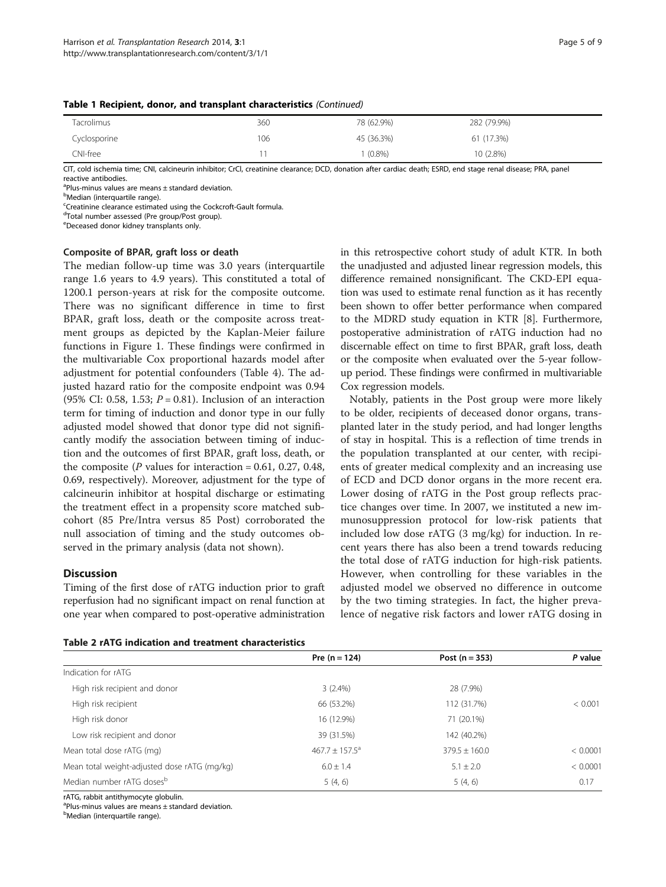**Table 1 Recipient, donor, and transplant characteristics** *(Continued)*

| | | | |
|---|---|---|---|
| Tacrolimus | 360 | 78 (62.9%) | 282 (79.9%) |
| Cyclosporine | 106 | 45 (36.3%) | 61 (17.3%) |
| CNI-free | 11 | 1 (0.8%) | 10 (2.8%) |

CIT, cold ischemia time; CNI, calcineurin inhibitor; CrCl, creatinine clearance; DCD, donation after cardiac death; ESRD, end stage renal disease; PRA, panel reactive antibodies.
[a]Plus-minus values are means ± standard deviation.
[b]Median (interquartile range).
[c]Creatinine clearance estimated using the Cockcroft-Gault formula.
[d]Total number assessed (Pre group/Post group).
[e]Deceased donor kidney transplants only.

### Composite of BPAR, graft loss or death

The median follow-up time was 3.0 years (interquartile range 1.6 years to 4.9 years). This constituted a total of 1200.1 person-years at risk for the composite outcome. There was no significant difference in time to first BPAR, graft loss, death or the composite across treatment groups as depicted by the Kaplan-Meier failure functions in Figure 1. These findings were confirmed in the multivariable Cox proportional hazards model after adjustment for potential confounders (Table 4). The adjusted hazard ratio for the composite endpoint was 0.94 (95% CI: 0.58, 1.53; $P = 0.81$). Inclusion of an interaction term for timing of induction and donor type in our fully adjusted model showed that donor type did not significantly modify the association between timing of induction and the outcomes of first BPAR, graft loss, death, or the composite ($P$ values for interaction = 0.61, 0.27, 0.48, 0.69, respectively). Moreover, adjustment for the type of calcineurin inhibitor at hospital discharge or estimating the treatment effect in a propensity score matched subcohort (85 Pre/Intra versus 85 Post) corroborated the null association of timing and the study outcomes observed in the primary analysis (data not shown).

## Discussion

Timing of the first dose of rATG induction prior to graft reperfusion had no significant impact on renal function at one year when compared to post-operative administration in this retrospective cohort study of adult KTR. In both the unadjusted and adjusted linear regression models, this difference remained nonsignificant. The CKD-EPI equation was used to estimate renal function as it has recently been shown to offer better performance when compared to the MDRD study equation in KTR [8]. Furthermore, postoperative administration of rATG induction had no discernable effect on time to first BPAR, graft loss, death or the composite when evaluated over the 5-year follow-up period. These findings were confirmed in multivariable Cox regression models.

Notably, patients in the Post group were more likely to be older, recipients of deceased donor organs, transplanted later in the study period, and had longer lengths of stay in hospital. This is a reflection of time trends in the population transplanted at our center, with recipients of greater medical complexity and an increasing use of ECD and DCD donor organs in the more recent era. Lower dosing of rATG in the Post group reflects practice changes over time. In 2007, we instituted a new immunosuppression protocol for low-risk patients that included low dose rATG (3 mg/kg) for induction. In recent years there has also been a trend towards reducing the total dose of rATG induction for high-risk patients. However, when controlling for these variables in the adjusted model we observed no difference in outcome by the two timing strategies. In fact, the higher prevalence of negative risk factors and lower rATG dosing in

**Table 2 rATG indication and treatment characteristics**

| | Pre (n = 124) | Post (n = 353) | P value |
|---|---|---|---|
| Indication for rATG | | | |
| High risk recipient and donor | 3 (2.4%) | 28 (7.9%) | |
| High risk recipient | 66 (53.2%) | 112 (31.7%) | < 0.001 |
| High risk donor | 16 (12.9%) | 71 (20.1%) | |
| Low risk recipient and donor | 39 (31.5%) | 142 (40.2%) | |
| Mean total dose rATG (mg) | 467.7 ± 157.5[a] | 379.5 ± 160.0 | < 0.0001 |
| Mean total weight-adjusted dose rATG (mg/kg) | 6.0 ± 1.4 | 5.1 ± 2.0 | < 0.0001 |
| Median number rATG doses[b] | 5 (4, 6) | 5 (4, 6) | 0.17 |

rATG, rabbit antithymocyte globulin.
[a]Plus-minus values are means ± standard deviation.
[b]Median (interquartile range).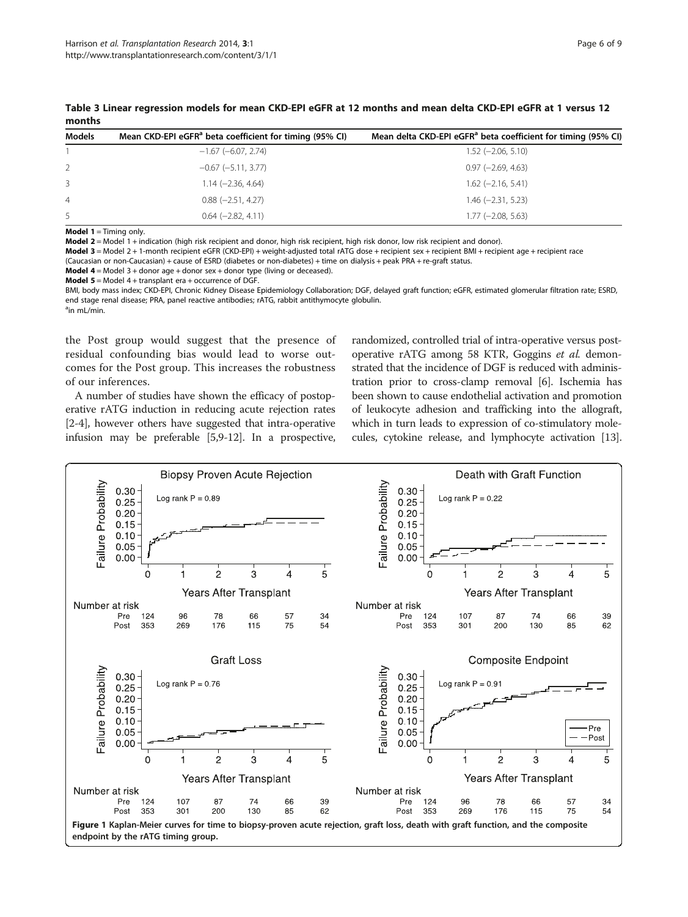**Table 3 Linear regression models for mean CKD-EPI eGFR at 12 months and mean delta CKD-EPI eGFR at 1 versus 12 months**

| Models | Mean CKD-EPI eGFR[a] beta coefficient for timing (95% CI) | Mean delta CKD-EPI eGFR[a] beta coefficient for timing (95% CI) |
|---|---|---|
| 1 | −1.67 (−6.07, 2.74) | 1.52 (−2.06, 5.10) |
| 2 | −0.67 (−5.11, 3.77) | 0.97 (−2.69, 4.63) |
| 3 | 1.14 (−2.36, 4.64) | 1.62 (−2.16, 5.41) |
| 4 | 0.88 (−2.51, 4.27) | 1.46 (−2.31, 5.23) |
| 5 | 0.64 (−2.82, 4.11) | 1.77 (−2.08, 5.63) |

**Model 1** = Timing only.
**Model 2** = Model 1 + indication (high risk recipient and donor, high risk recipient, high risk donor, low risk recipient and donor).
**Model 3** = Model 2 + 1-month recipient eGFR (CKD-EPI) + weight-adjusted total rATG dose + recipient sex + recipient BMI + recipient age + recipient race (Caucasian or non-Caucasian) + cause of ESRD (diabetes or non-diabetes) + time on dialysis + peak PRA + re-graft status.
**Model 4** = Model 3 + donor age + donor sex + donor type (living or deceased).
**Model 5** = Model 4 + transplant era + occurrence of DGF.
BMI, body mass index; CKD-EPI, Chronic Kidney Disease Epidemiology Collaboration; DGF, delayed graft function; eGFR, estimated glomerular filtration rate; ESRD, end stage renal disease; PRA, panel reactive antibodies; rATG, rabbit antithymocyte globulin.
[a]in mL/min.

the Post group would suggest that the presence of residual confounding bias would lead to worse outcomes for the Post group. This increases the robustness of our inferences.

A number of studies have shown the efficacy of postoperative rATG induction in reducing acute rejection rates [2-4], however others have suggested that intra-operative infusion may be preferable [5,9-12]. In a prospective, randomized, controlled trial of intra-operative versus postoperative rATG among 58 KTR, Goggins *et al.* demonstrated that the incidence of DGF is reduced with administration prior to cross-clamp removal [6]. Ischemia has been shown to cause endothelial activation and promotion of leukocyte adhesion and trafficking into the allograft, which in turn leads to expression of co-stimulatory molecules, cytokine release, and lymphocyte activation [13].

**Figure 1 Kaplan-Meier curves for time to biopsy-proven acute rejection, graft loss, death with graft function, and the composite endpoint by the rATG timing group.**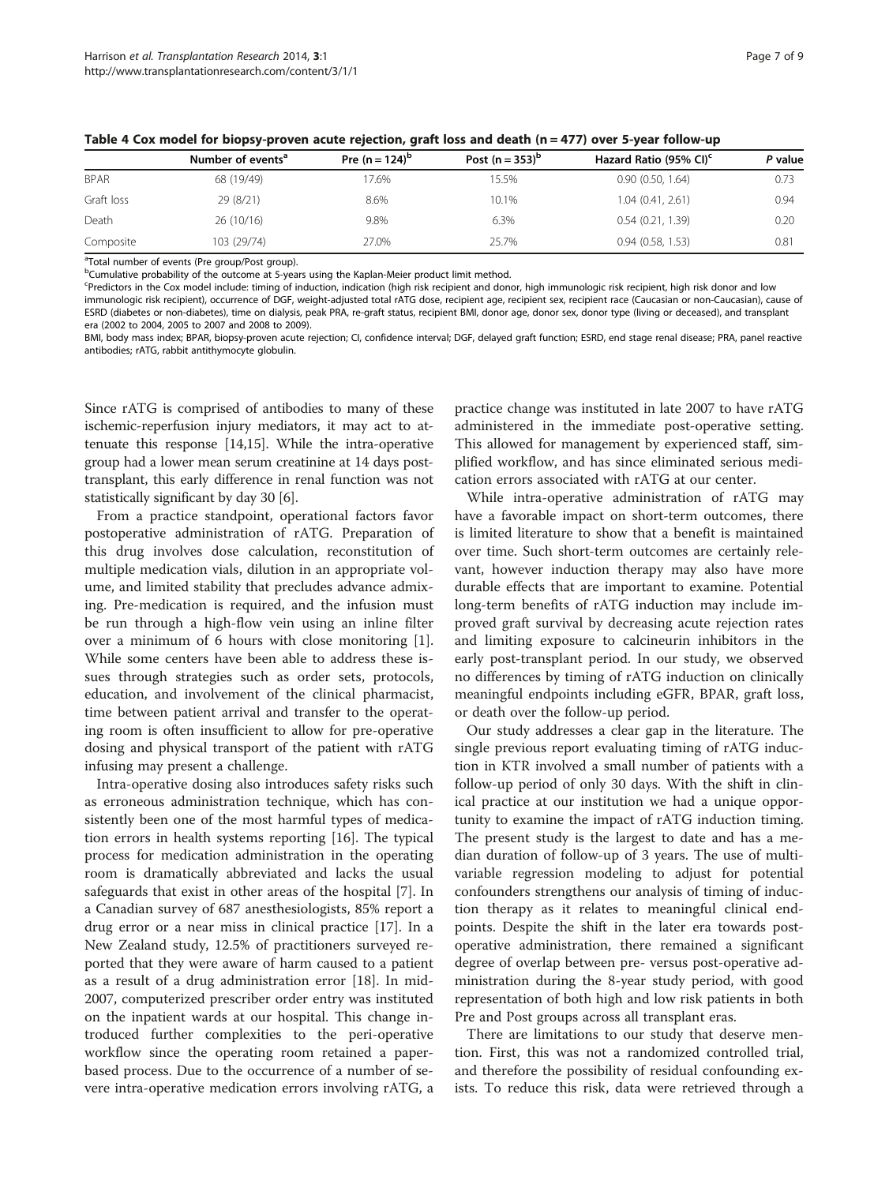**Table 4 Cox model for biopsy-proven acute rejection, graft loss and death (n = 477) over 5-year follow-up**

| | Number of events[a] | Pre (n = 124)[b] | Post (n = 353)[b] | Hazard Ratio (95% CI)[c] | *P* value |
|---|---|---|---|---|---|
| BPAR | 68 (19/49) | 17.6% | 15.5% | 0.90 (0.50, 1.64) | 0.73 |
| Graft loss | 29 (8/21) | 8.6% | 10.1% | 1.04 (0.41, 2.61) | 0.94 |
| Death | 26 (10/16) | 9.8% | 6.3% | 0.54 (0.21, 1.39) | 0.20 |
| Composite | 103 (29/74) | 27.0% | 25.7% | 0.94 (0.58, 1.53) | 0.81 |

[a]Total number of events (Pre group/Post group).
[b]Cumulative probability of the outcome at 5-years using the Kaplan-Meier product limit method.
[c]Predictors in the Cox model include: timing of induction, indication (high risk recipient and donor, high immunologic risk recipient, high risk donor and low immunologic risk recipient), occurrence of DGF, weight-adjusted total rATG dose, recipient age, recipient sex, recipient race (Caucasian or non-Caucasian), cause of ESRD (diabetes or non-diabetes), time on dialysis, peak PRA, re-graft status, recipient BMI, donor age, donor sex, donor type (living or deceased), and transplant era (2002 to 2004, 2005 to 2007 and 2008 to 2009).
BMI, body mass index; BPAR, biopsy-proven acute rejection; CI, confidence interval; DGF, delayed graft function; ESRD, end stage renal disease; PRA, panel reactive antibodies; rATG, rabbit antithymocyte globulin.

Since rATG is comprised of antibodies to many of these ischemic-reperfusion injury mediators, it may act to attenuate this response [14,15]. While the intra-operative group had a lower mean serum creatinine at 14 days post-transplant, this early difference in renal function was not statistically significant by day 30 [6].

From a practice standpoint, operational factors favor postoperative administration of rATG. Preparation of this drug involves dose calculation, reconstitution of multiple medication vials, dilution in an appropriate volume, and limited stability that precludes advance admixing. Pre-medication is required, and the infusion must be run through a high-flow vein using an inline filter over a minimum of 6 hours with close monitoring [1]. While some centers have been able to address these issues through strategies such as order sets, protocols, education, and involvement of the clinical pharmacist, time between patient arrival and transfer to the operating room is often insufficient to allow for pre-operative dosing and physical transport of the patient with rATG infusing may present a challenge.

Intra-operative dosing also introduces safety risks such as erroneous administration technique, which has consistently been one of the most harmful types of medication errors in health systems reporting [16]. The typical process for medication administration in the operating room is dramatically abbreviated and lacks the usual safeguards that exist in other areas of the hospital [7]. In a Canadian survey of 687 anesthesiologists, 85% report a drug error or a near miss in clinical practice [17]. In a New Zealand study, 12.5% of practitioners surveyed reported that they were aware of harm caused to a patient as a result of a drug administration error [18]. In mid-2007, computerized prescriber order entry was instituted on the inpatient wards at our hospital. This change introduced further complexities to the peri-operative workflow since the operating room retained a paper-based process. Due to the occurrence of a number of severe intra-operative medication errors involving rATG, a practice change was instituted in late 2007 to have rATG administered in the immediate post-operative setting. This allowed for management by experienced staff, simplified workflow, and has since eliminated serious medication errors associated with rATG at our center.

While intra-operative administration of rATG may have a favorable impact on short-term outcomes, there is limited literature to show that a benefit is maintained over time. Such short-term outcomes are certainly relevant, however induction therapy may also have more durable effects that are important to examine. Potential long-term benefits of rATG induction may include improved graft survival by decreasing acute rejection rates and limiting exposure to calcineurin inhibitors in the early post-transplant period. In our study, we observed no differences by timing of rATG induction on clinically meaningful endpoints including eGFR, BPAR, graft loss, or death over the follow-up period.

Our study addresses a clear gap in the literature. The single previous report evaluating timing of rATG induction in KTR involved a small number of patients with a follow-up period of only 30 days. With the shift in clinical practice at our institution we had a unique opportunity to examine the impact of rATG induction timing. The present study is the largest to date and has a median duration of follow-up of 3 years. The use of multivariable regression modeling to adjust for potential confounders strengthens our analysis of timing of induction therapy as it relates to meaningful clinical endpoints. Despite the shift in the later era towards post-operative administration, there remained a significant degree of overlap between pre- versus post-operative administration during the 8-year study period, with good representation of both high and low risk patients in both Pre and Post groups across all transplant eras.

There are limitations to our study that deserve mention. First, this was not a randomized controlled trial, and therefore the possibility of residual confounding exists. To reduce this risk, data were retrieved through a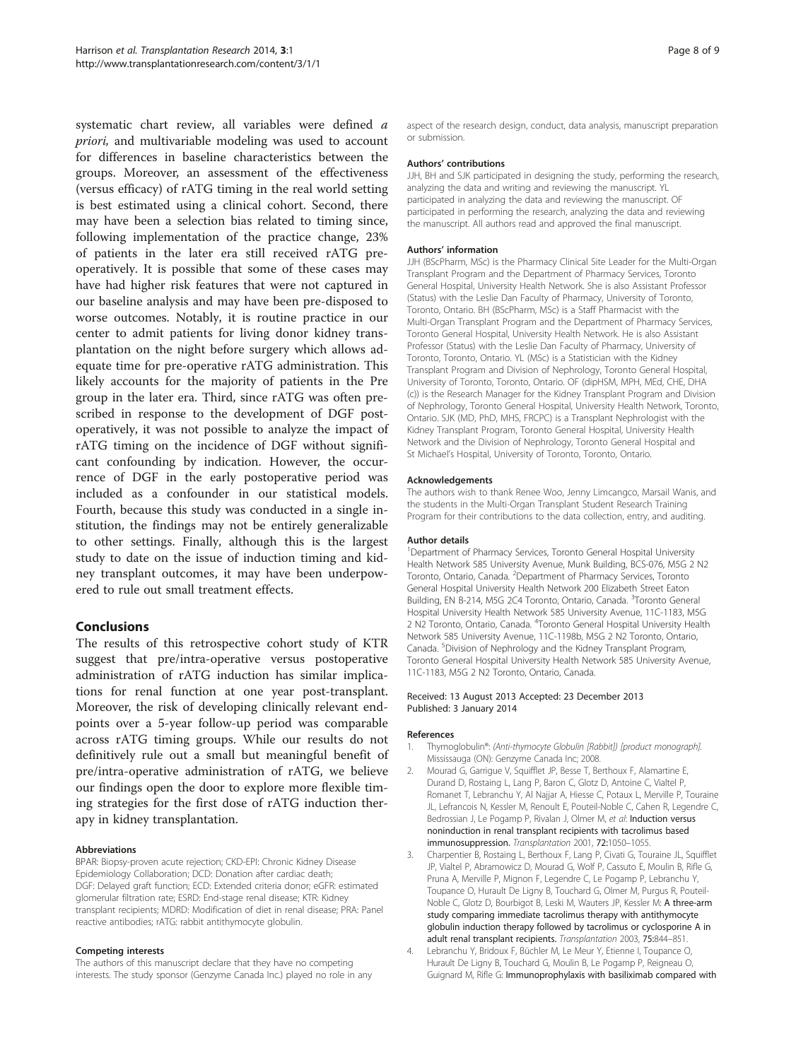systematic chart review, all variables were defined *a priori,* and multivariable modeling was used to account for differences in baseline characteristics between the groups. Moreover, an assessment of the effectiveness (versus efficacy) of rATG timing in the real world setting is best estimated using a clinical cohort. Second, there may have been a selection bias related to timing since, following implementation of the practice change, 23% of patients in the later era still received rATG pre-operatively. It is possible that some of these cases may have had higher risk features that were not captured in our baseline analysis and may have been pre-disposed to worse outcomes. Notably, it is routine practice in our center to admit patients for living donor kidney transplantation on the night before surgery which allows adequate time for pre-operative rATG administration. This likely accounts for the majority of patients in the Pre group in the later era. Third, since rATG was often prescribed in response to the development of DGF post-operatively, it was not possible to analyze the impact of rATG timing on the incidence of DGF without significant confounding by indication. However, the occurrence of DGF in the early postoperative period was included as a confounder in our statistical models. Fourth, because this study was conducted in a single institution, the findings may not be entirely generalizable to other settings. Finally, although this is the largest study to date on the issue of induction timing and kidney transplant outcomes, it may have been underpowered to rule out small treatment effects.

## Conclusions

The results of this retrospective cohort study of KTR suggest that pre/intra-operative versus postoperative administration of rATG induction has similar implications for renal function at one year post-transplant. Moreover, the risk of developing clinically relevant endpoints over a 5-year follow-up period was comparable across rATG timing groups. While our results do not definitively rule out a small but meaningful benefit of pre/intra-operative administration of rATG, we believe our findings open the door to explore more flexible timing strategies for the first dose of rATG induction therapy in kidney transplantation.

#### Abbreviations

BPAR: Biopsy-proven acute rejection; CKD-EPI: Chronic Kidney Disease Epidemiology Collaboration; DCD: Donation after cardiac death; DGF: Delayed graft function; ECD: Extended criteria donor; eGFR: estimated glomerular filtration rate; ESRD: End-stage renal disease; KTR: Kidney transplant recipients; MDRD: Modification of diet in renal disease; PRA: Panel reactive antibodies; rATG: rabbit antithymocyte globulin.

#### Competing interests

The authors of this manuscript declare that they have no competing interests. The study sponsor (Genzyme Canada Inc.) played no role in any aspect of the research design, conduct, data analysis, manuscript preparation or submission.

#### Authors' contributions

JJH, BH and SJK participated in designing the study, performing the research, analyzing the data and writing and reviewing the manuscript. YL participated in analyzing the data and reviewing the manuscript. OF participated in performing the research, analyzing the data and reviewing the manuscript. All authors read and approved the final manuscript.

#### Authors' information

JJH (BScPharm, MSc) is the Pharmacy Clinical Site Leader for the Multi-Organ Transplant Program and the Department of Pharmacy Services, Toronto General Hospital, University Health Network. She is also Assistant Professor (Status) with the Leslie Dan Faculty of Pharmacy, University of Toronto, Toronto, Ontario. BH (BScPharm, MSc) is a Staff Pharmacist with the Multi-Organ Transplant Program and the Department of Pharmacy Services, Toronto General Hospital, University Health Network. He is also Assistant Professor (Status) with the Leslie Dan Faculty of Pharmacy, University of Toronto, Toronto, Ontario. YL (MSc) is a Statistician with the Kidney Transplant Program and Division of Nephrology, Toronto General Hospital, University of Toronto, Toronto, Ontario. OF (dipHSM, MPH, MEd, CHE, DHA (c)) is the Research Manager for the Kidney Transplant Program and Division of Nephrology, Toronto General Hospital, University Health Network, Toronto, Ontario. SJK (MD, PhD, MHS, FRCPC) is a Transplant Nephrologist with the Kidney Transplant Program, Toronto General Hospital, University Health Network and the Division of Nephrology, Toronto General Hospital and St Michael's Hospital, University of Toronto, Toronto, Ontario.

#### Acknowledgements

The authors wish to thank Renee Woo, Jenny Limcangco, Marsail Wanis, and the students in the Multi-Organ Transplant Student Research Training Program for their contributions to the data collection, entry, and auditing.

#### Author details

[1]Department of Pharmacy Services, Toronto General Hospital University Health Network 585 University Avenue, Munk Building, BCS-076, M5G 2 N2 Toronto, Ontario, Canada. [2]Department of Pharmacy Services, Toronto General Hospital University Health Network 200 Elizabeth Street Eaton Building, EN B-214, M5G 2C4 Toronto, Ontario, Canada. [3]Toronto General Hospital University Health Network 585 University Avenue, 11C-1183, M5G 2 N2 Toronto, Ontario, Canada. [4]Toronto General Hospital University Health Network 585 University Avenue, 11C-1198b, M5G 2 N2 Toronto, Ontario, Canada. [5]Division of Nephrology and the Kidney Transplant Program, Toronto General Hospital University Health Network 585 University Avenue, 11C-1183, M5G 2 N2 Toronto, Ontario, Canada.

Received: 13 August 2013 Accepted: 23 December 2013
Published: 3 January 2014

#### References

1. Thymoglobulin®: *(Anti-thymocyte Globulin [Rabbit]) [product monograph].* Mississauga (ON): Genzyme Canada Inc; 2008.
2. Mourad G, Garrigue V, Squifflet JP, Besse T, Berthoux F, Alamartine E, Durand D, Rostaing L, Lang P, Baron C, Glotz D, Antoine C, Vialtel P, Romanet T, Lebranchu Y, Al Najjar A, Hiesse C, Potaux L, Merville P, Touraine JL, Lefrancois N, Kessler M, Renoult E, Pouteil-Noble C, Cahen R, Legendre C, Bedrossian J, Le Pogamp P, Rivalan J, Olmer M, *et al*: **Induction versus noninduction in renal transplant recipients with tacrolimus based immunosuppression.** *Transplantation* 2001, **72:**1050–1055.
3. Charpentier B, Rostaing L, Berthoux F, Lang P, Civati G, Touraine JL, Squifflet JP, Vialtel P, Abramowicz D, Mourad G, Wolf P, Cassuto E, Moulin B, Rifle G, Pruna A, Merville P, Mignon F, Legendre C, Le Pogamp P, Lebranchu Y, Toupance O, Hurault De Ligny B, Touchard G, Olmer M, Purgus R, Pouteil-Noble C, Glotz D, Bourbigot B, Leski M, Wauters JP, Kessler M: **A three-arm study comparing immediate tacrolimus therapy with antithymocyte globulin induction therapy followed by tacrolimus or cyclosporine A in adult renal transplant recipients.** *Transplantation* 2003, **75:**844–851.
4. Lebranchu Y, Bridoux F, Büchler M, Le Meur Y, Etienne I, Toupance O, Hurault De Ligny B, Touchard G, Moulin B, Le Pogamp P, Reigneau O, Guignard M, Rifle G: **Immunoprophylaxis with basiliximab compared with**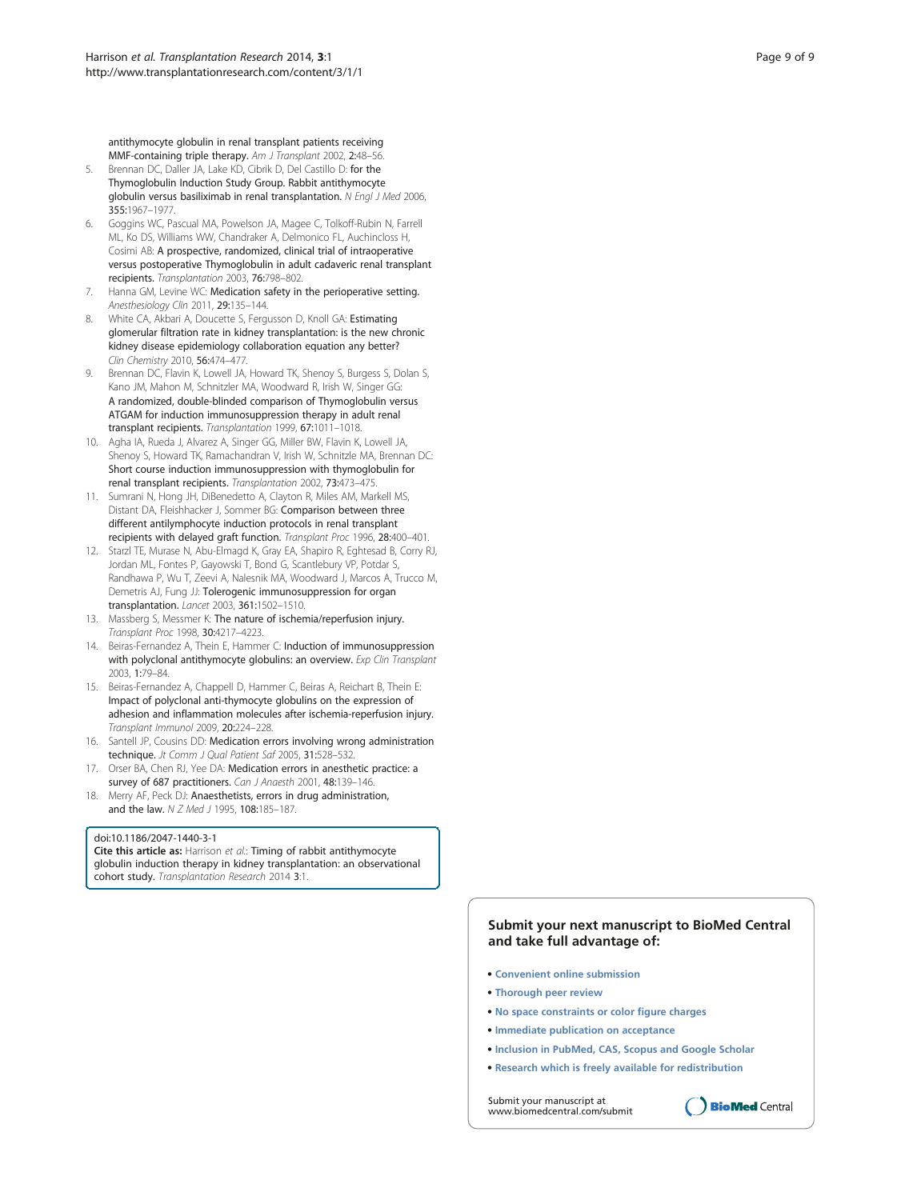antithymocyte globulin in renal transplant patients receiving MMF-containing triple therapy. *Am J Transplant* 2002, **2**:48–56.

5. Brennan DC, Daller JA, Lake KD, Cibrik D, Del Castillo D: for the Thymoglobulin Induction Study Group. Rabbit antithymocyte globulin versus basiliximab in renal transplantation. *N Engl J Med* 2006, **355**:1967–1977.
6. Goggins WC, Pascual MA, Powelson JA, Magee C, Tolkoff-Rubin N, Farrell ML, Ko DS, Williams WW, Chandraker A, Delmonico FL, Auchincloss H, Cosimi AB: A prospective, randomized, clinical trial of intraoperative versus postoperative Thymoglobulin in adult cadaveric renal transplant recipients. *Transplantation* 2003, **76**:798–802.
7. Hanna GM, Levine WC: Medication safety in the perioperative setting. *Anesthesiology Clin* 2011, **29**:135–144.
8. White CA, Akbari A, Doucette S, Fergusson D, Knoll GA: Estimating glomerular filtration rate in kidney transplantation: is the new chronic kidney disease epidemiology collaboration equation any better? *Clin Chemistry* 2010, **56**:474–477.
9. Brennan DC, Flavin K, Lowell JA, Howard TK, Shenoy S, Burgess S, Dolan S, Kano JM, Mahon M, Schnitzler MA, Woodward R, Irish W, Singer GG: A randomized, double-blinded comparison of Thymoglobulin versus ATGAM for induction immunosuppression therapy in adult renal transplant recipients. *Transplantation* 1999, **67**:1011–1018.
10. Agha IA, Rueda J, Alvarez A, Singer GG, Miller BW, Flavin K, Lowell JA, Shenoy S, Howard TK, Ramachandran V, Irish W, Schnitzle MA, Brennan DC: Short course induction immunosuppression with thymoglobulin for renal transplant recipients. *Transplantation* 2002, **73**:473–475.
11. Sumrani N, Hong JH, DiBenedetto A, Clayton R, Miles AM, Markell MS, Distant DA, Fleishhacker J, Sommer BG: Comparison between three different antilymphocyte induction protocols in renal transplant recipients with delayed graft function. *Transplant Proc* 1996, **28**:400–401.
12. Starzl TE, Murase N, Abu-Elmagd K, Gray EA, Shapiro R, Eghtesad B, Corry RJ, Jordan ML, Fontes P, Gayowski T, Bond G, Scantlebury VP, Potdar S, Randhawa P, Wu T, Zeevi A, Nalesnik MA, Woodward J, Marcos A, Trucco M, Demetris AJ, Fung JJ: Tolerogenic immunosuppression for organ transplantation. *Lancet* 2003, **361**:1502–1510.
13. Massberg S, Messmer K: The nature of ischemia/reperfusion injury. *Transplant Proc* 1998, **30**:4217–4223.
14. Beiras-Fernandez A, Thein E, Hammer C: Induction of immunosuppression with polyclonal antithymocyte globulins: an overview. *Exp Clin Transplant* 2003, **1**:79–84.
15. Beiras-Fernandez A, Chappell D, Hammer C, Beiras A, Reichart B, Thein E: Impact of polyclonal anti-thymocyte globulins on the expression of adhesion and inflammation molecules after ischemia-reperfusion injury. *Transplant Immunol* 2009, **20**:224–228.
16. Santell JP, Cousins DD: Medication errors involving wrong administration technique. *Jt Comm J Qual Patient Saf* 2005, **31**:528–532.
17. Orser BA, Chen RJ, Yee DA: Medication errors in anesthetic practice: a survey of 687 practitioners. *Can J Anaesth* 2001, **48**:139–146.
18. Merry AF, Peck DJ: Anaesthetists, errors in drug administration, and the law. *N Z Med J* 1995, **108**:185–187.

doi:10.1186/2047-1440-3-1
**Cite this article as:** Harrison *et al.*: Timing of rabbit antithymocyte globulin induction therapy in kidney transplantation: an observational cohort study. *Transplantation Research* 2014 **3**:1.

**Submit your next manuscript to BioMed Central and take full advantage of:**

- **Convenient online submission**
- **Thorough peer review**
- **No space constraints or color figure charges**
- **Immediate publication on acceptance**
- **Inclusion in PubMed, CAS, Scopus and Google Scholar**
- **Research which is freely available for redistribution**

Submit your manuscript at
www.biomedcentral.com/submit

BioMed Central